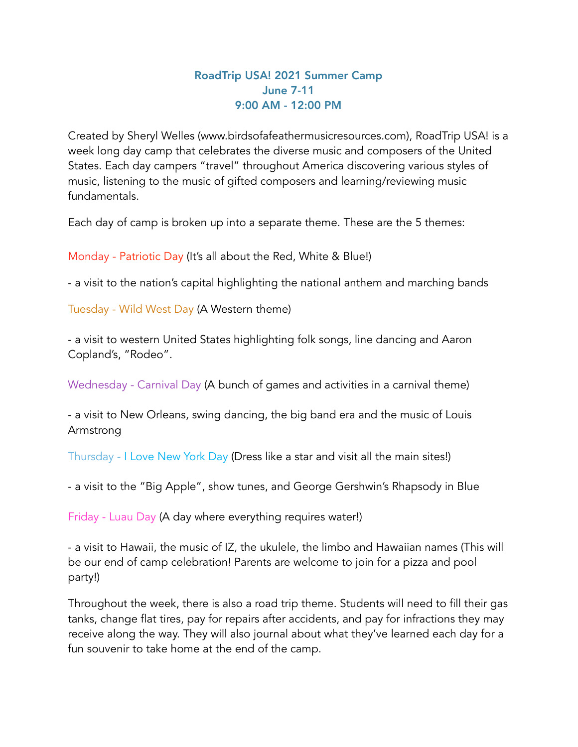# RoadTrip USA! 2021 Summer Camp
## June 7-11
## 9:00 AM - 12:00 PM

Created by Sheryl Welles (www.birdsofafeathermusicresources.com), RoadTrip USA! is a week long day camp that celebrates the diverse music and composers of the United States. Each day campers "travel" throughout America discovering various styles of music, listening to the music of gifted composers and learning/reviewing music fundamentals.

Each day of camp is broken up into a separate theme. These are the 5 themes:

Monday - Patriotic Day (It's all about the Red, White & Blue!)

- a visit to the nation's capital highlighting the national anthem and marching bands

Tuesday - Wild West Day (A Western theme)

- a visit to western United States highlighting folk songs, line dancing and Aaron Copland's, "Rodeo".

Wednesday - Carnival Day (A bunch of games and activities in a carnival theme)

- a visit to New Orleans, swing dancing, the big band era and the music of Louis Armstrong

Thursday - I Love New York Day (Dress like a star and visit all the main sites!)

- a visit to the "Big Apple", show tunes, and George Gershwin's Rhapsody in Blue

Friday - Luau Day (A day where everything requires water!)

- a visit to Hawaii, the music of IZ, the ukulele, the limbo and Hawaiian names (This will be our end of camp celebration! Parents are welcome to join for a pizza and pool party!)

Throughout the week, there is also a road trip theme. Students will need to fill their gas tanks, change flat tires, pay for repairs after accidents, and pay for infractions they may receive along the way. They will also journal about what they've learned each day for a fun souvenir to take home at the end of the camp.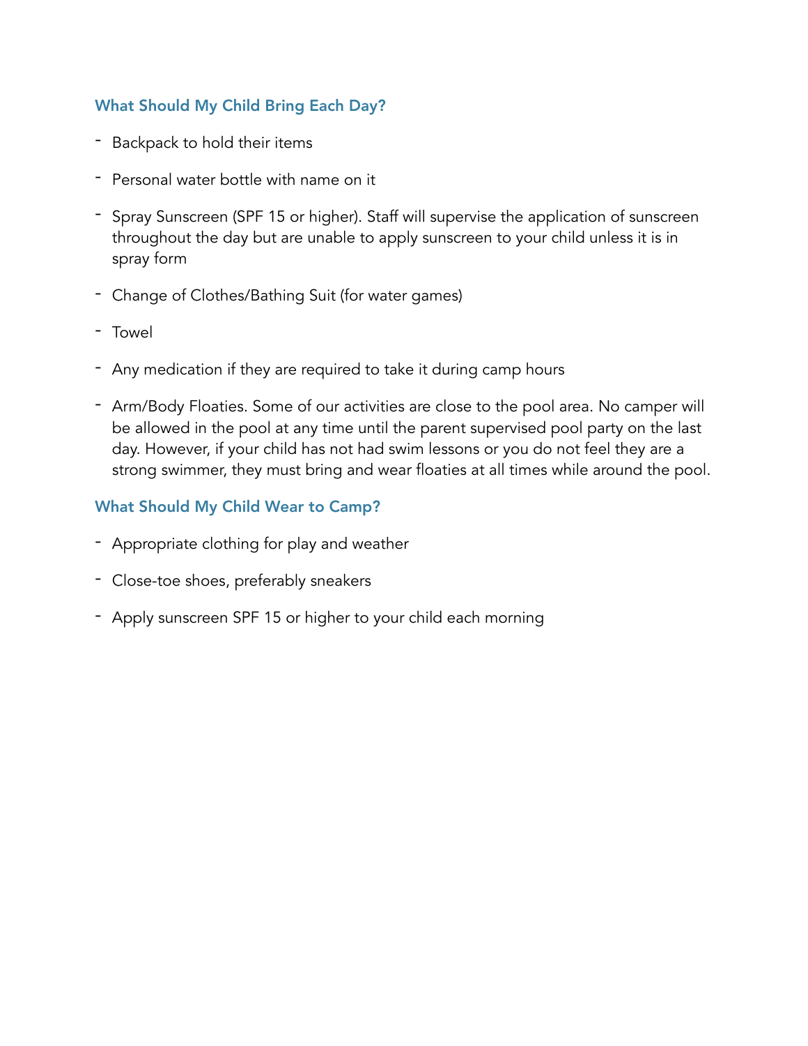### What Should My Child Bring Each Day?

- Backpack to hold their items
- Personal water bottle with name on it
- Spray Sunscreen (SPF 15 or higher). Staff will supervise the application of sunscreen throughout the day but are unable to apply sunscreen to your child unless it is in spray form
- Change of Clothes/Bathing Suit (for water games)
- Towel
- Any medication if they are required to take it during camp hours
- Arm/Body Floaties. Some of our activities are close to the pool area. No camper will be allowed in the pool at any time until the parent supervised pool party on the last day. However, if your child has not had swim lessons or you do not feel they are a strong swimmer, they must bring and wear floaties at all times while around the pool.

### What Should My Child Wear to Camp?

- Appropriate clothing for play and weather
- Close-toe shoes, preferably sneakers
- Apply sunscreen SPF 15 or higher to your child each morning